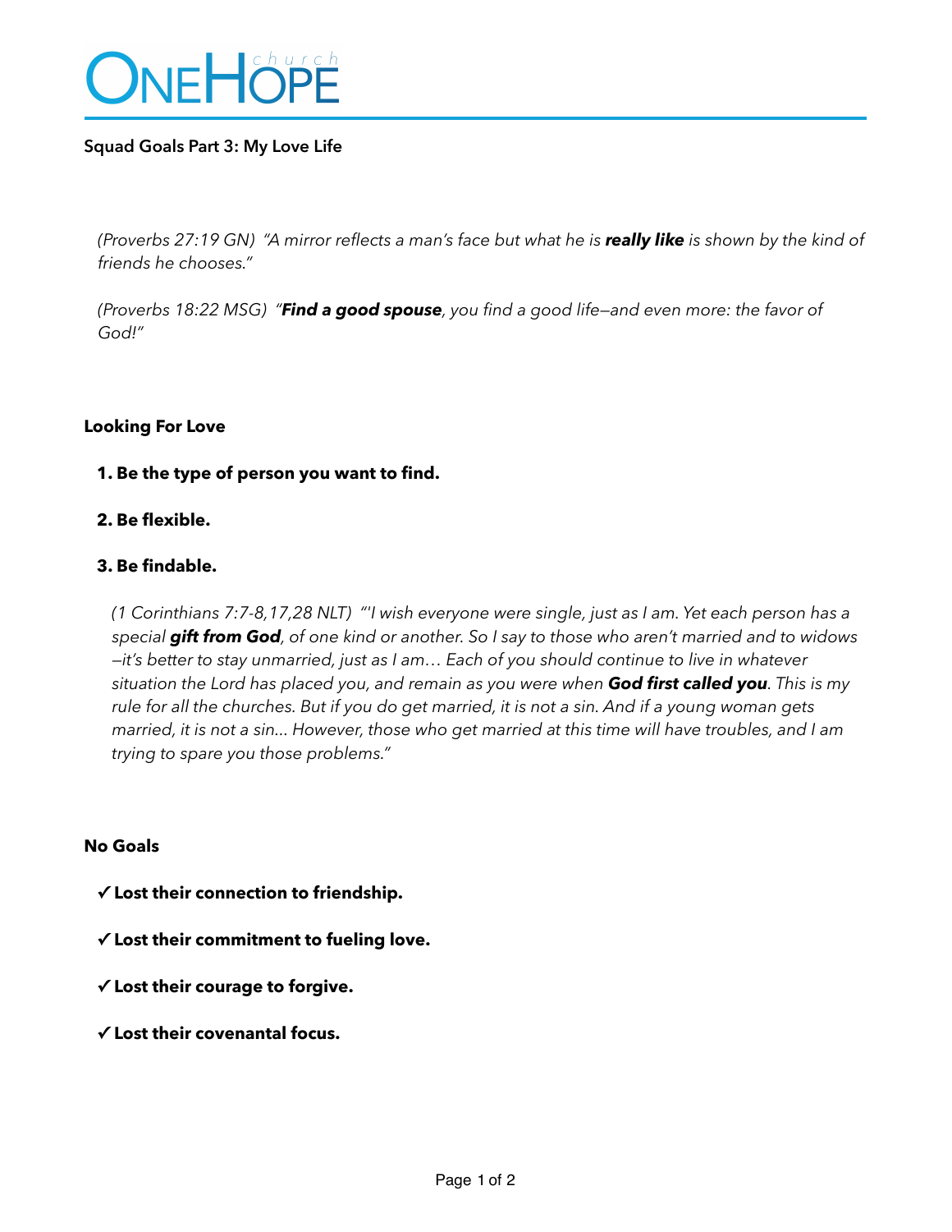# ONEHOPE church

**Squad Goals Part 3: My Love Life**

*(Proverbs 27:19 GN) "A mirror reflects a man's face but what he is* ***really like*** *is shown by the kind of friends he chooses."*

*(Proverbs 18:22 MSG) "****Find a good spouse****, you find a good life—and even more: the favor of God!"*

**Looking For Love**

1. **Be the type of person you want to find.**
2. **Be flexible.**
3. **Be findable.**

*(1 Corinthians 7:7-8,17,28 NLT) "'I wish everyone were single, just as I am. Yet each person has a special* ***gift from God****, of one kind or another. So I say to those who aren't married and to widows—it's better to stay unmarried, just as I am… Each of you should continue to live in whatever situation the Lord has placed you, and remain as you were when* ***God first called you****. This is my rule for all the churches. But if you do get married, it is not a sin. And if a young woman gets married, it is not a sin… However, those who get married at this time will have troubles, and I am trying to spare you those problems."*

**No Goals**

- ✓ **Lost their connection to friendship.**
- ✓ **Lost their commitment to fueling love.**
- ✓ **Lost their courage to forgive.**
- ✓ **Lost their covenantal focus.**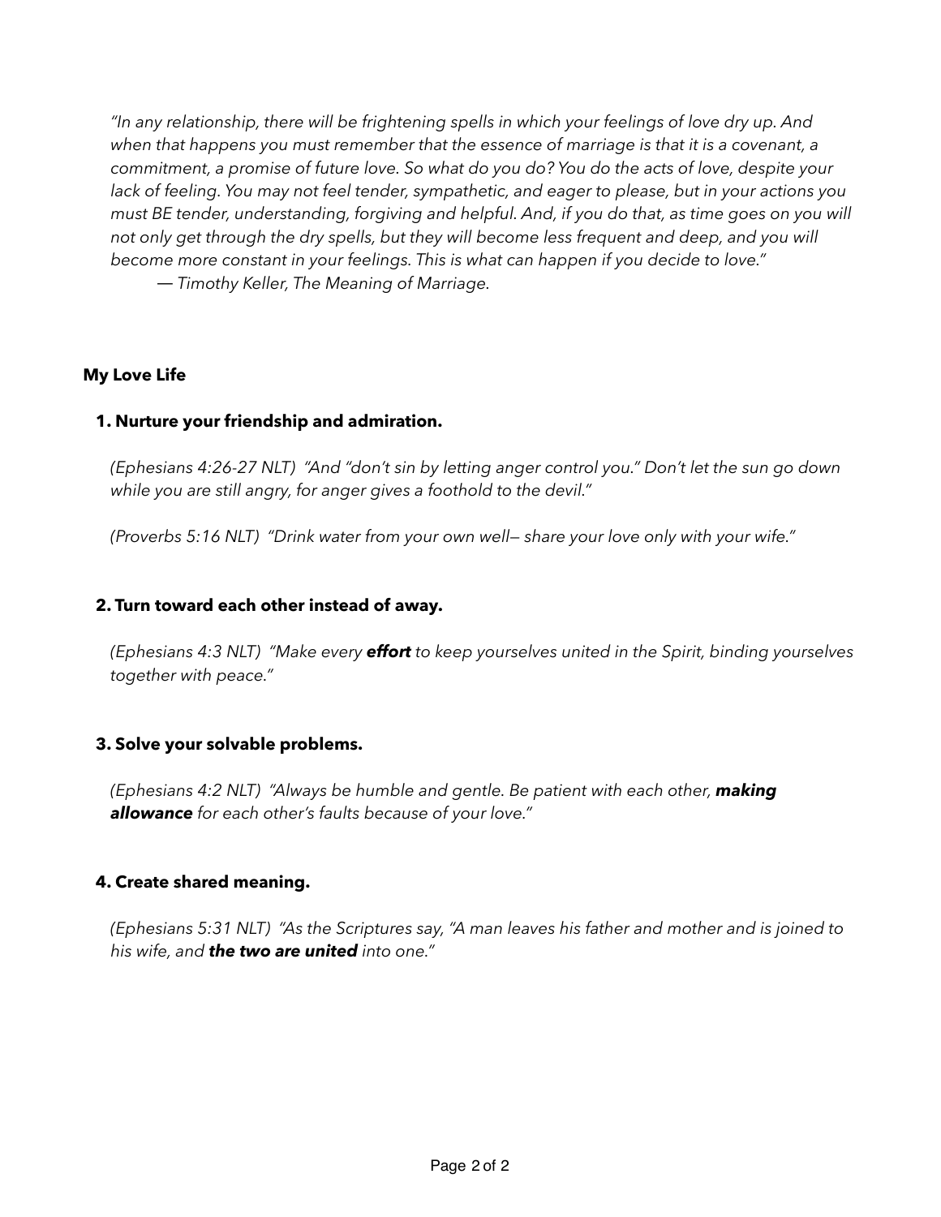*"In any relationship, there will be frightening spells in which your feelings of love dry up. And when that happens you must remember that the essence of marriage is that it is a covenant, a commitment, a promise of future love. So what do you do? You do the acts of love, despite your lack of feeling. You may not feel tender, sympathetic, and eager to please, but in your actions you must BE tender, understanding, forgiving and helpful. And, if you do that, as time goes on you will not only get through the dry spells, but they will become less frequent and deep, and you will become more constant in your feelings. This is what can happen if you decide to love."*
*— Timothy Keller, The Meaning of Marriage.*

**My Love Life**

**1. Nurture your friendship and admiration.**

*(Ephesians 4:26-27 NLT) "And "don't sin by letting anger control you." Don't let the sun go down while you are still angry, for anger gives a foothold to the devil."*

*(Proverbs 5:16 NLT) "Drink water from your own well— share your love only with your wife."*

**2. Turn toward each other instead of away.**

*(Ephesians 4:3 NLT) "Make every **effort** to keep yourselves united in the Spirit, binding yourselves together with peace."*

**3. Solve your solvable problems.**

*(Ephesians 4:2 NLT) "Always be humble and gentle. Be patient with each other, **making allowance** for each other's faults because of your love."*

**4. Create shared meaning.**

*(Ephesians 5:31 NLT) "As the Scriptures say, "A man leaves his father and mother and is joined to his wife, and **the two are united** into one."*